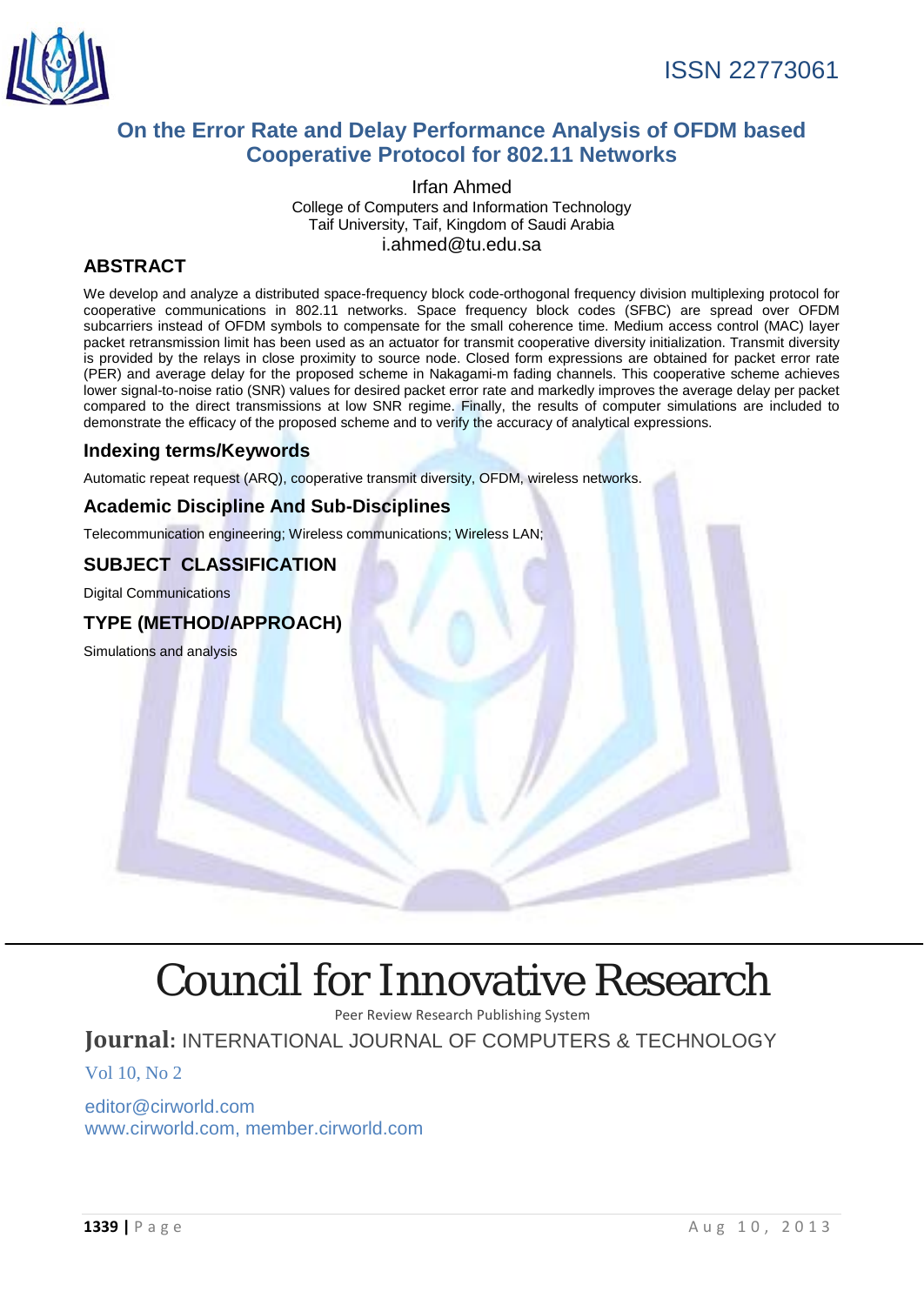ISSN 22773061

# On the Error Rate and Delay Performance Analysis of OFDM based Cooperative Protocol for 802.11 Networks

Irfan Ahmed

College of Computers and Information Technology
Taif University, Taif, Kingdom of Saudi Arabia
i.ahmed@tu.edu.sa

## ABSTRACT

We develop and analyze a distributed space-frequency block code-orthogonal frequency division multiplexing protocol for cooperative communications in 802.11 networks. Space frequency block codes (SFBC) are spread over OFDM subcarriers instead of OFDM symbols to compensate for the small coherence time. Medium access control (MAC) layer packet retransmission limit has been used as an actuator for transmit cooperative diversity initialization. Transmit diversity is provided by the relays in close proximity to source node. Closed form expressions are obtained for packet error rate (PER) and average delay for the proposed scheme in Nakagami-m fading channels. This cooperative scheme achieves lower signal-to-noise ratio (SNR) values for desired packet error rate and markedly improves the average delay per packet compared to the direct transmissions at low SNR regime. Finally, the results of computer simulations are included to demonstrate the efficacy of the proposed scheme and to verify the accuracy of analytical expressions.

## Indexing terms/Keywords

Automatic repeat request (ARQ), cooperative transmit diversity, OFDM, wireless networks.

## Academic Discipline And Sub-Disciplines

Telecommunication engineering; Wireless communications; Wireless LAN;

## SUBJECT CLASSIFICATION

Digital Communications

## TYPE (METHOD/APPROACH)

Simulations and analysis

# Council for Innovative Research

Peer Review Research Publishing System

**Journal**: INTERNATIONAL JOURNAL OF COMPUTERS & TECHNOLOGY

Vol 10, No 2

editor@cirworld.com
www.cirworld.com, member.cirworld.com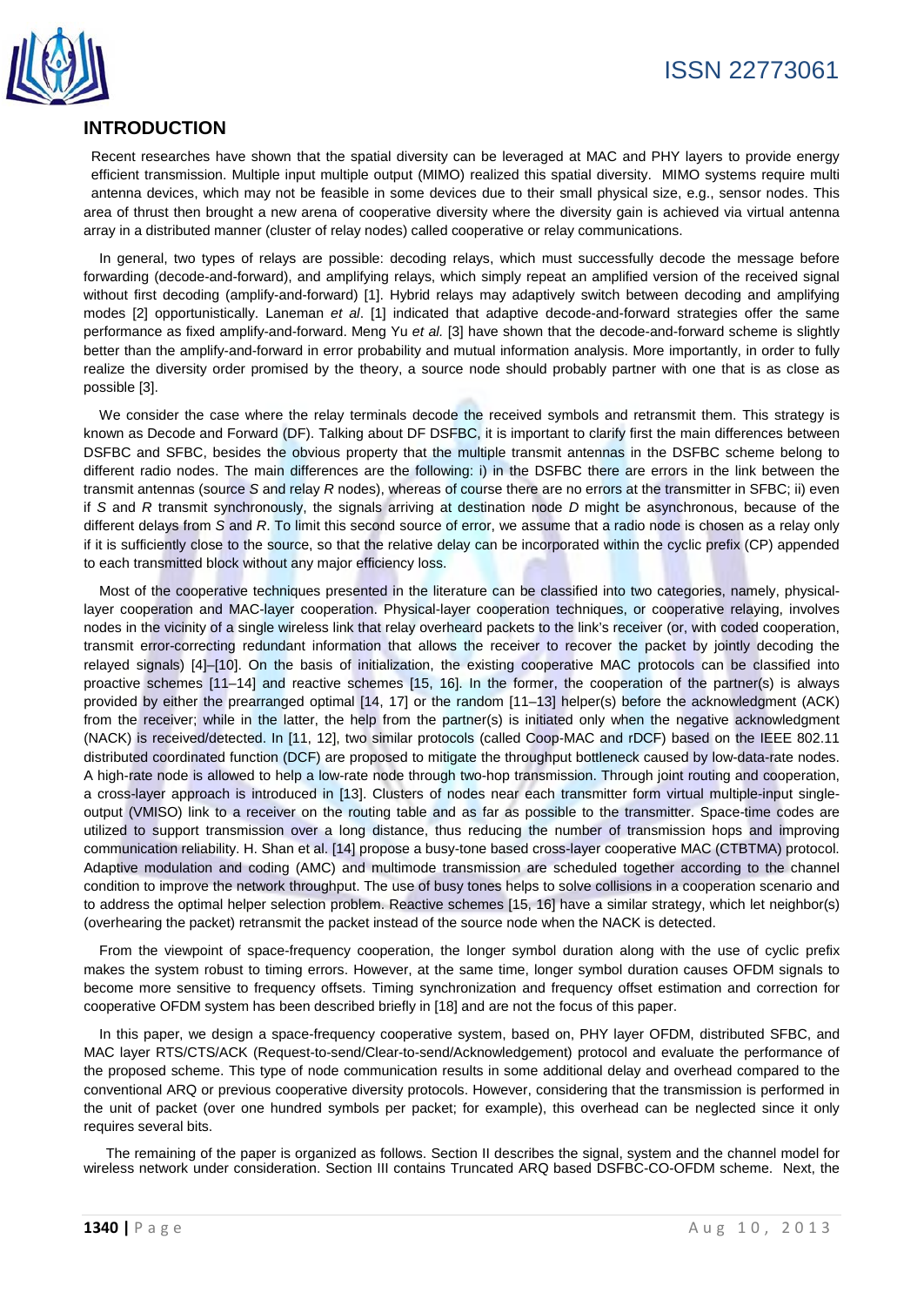## INTRODUCTION

Recent researches have shown that the spatial diversity can be leveraged at MAC and PHY layers to provide energy efficient transmission. Multiple input multiple output (MIMO) realized this spatial diversity. MIMO systems require multi antenna devices, which may not be feasible in some devices due to their small physical size, e.g., sensor nodes. This area of thrust then brought a new arena of cooperative diversity where the diversity gain is achieved via virtual antenna array in a distributed manner (cluster of relay nodes) called cooperative or relay communications.

In general, two types of relays are possible: decoding relays, which must successfully decode the message before forwarding (decode-and-forward), and amplifying relays, which simply repeat an amplified version of the received signal without first decoding (amplify-and-forward) [1]. Hybrid relays may adaptively switch between decoding and amplifying modes [2] opportunistically. Laneman *et al*. [1] indicated that adaptive decode-and-forward strategies offer the same performance as fixed amplify-and-forward. Meng Yu *et al.* [3] have shown that the decode-and-forward scheme is slightly better than the amplify-and-forward in error probability and mutual information analysis. More importantly, in order to fully realize the diversity order promised by the theory, a source node should probably partner with one that is as close as possible [3].

We consider the case where the relay terminals decode the received symbols and retransmit them. This strategy is known as Decode and Forward (DF). Talking about DF DSFBC, it is important to clarify first the main differences between DSFBC and SFBC, besides the obvious property that the multiple transmit antennas in the DSFBC scheme belong to different radio nodes. The main differences are the following: i) in the DSFBC there are errors in the link between the transmit antennas (source *S* and relay *R* nodes), whereas of course there are no errors at the transmitter in SFBC; ii) even if *S* and *R* transmit synchronously, the signals arriving at destination node *D* might be asynchronous, because of the different delays from *S* and *R*. To limit this second source of error, we assume that a radio node is chosen as a relay only if it is sufficiently close to the source, so that the relative delay can be incorporated within the cyclic prefix (CP) appended to each transmitted block without any major efficiency loss.

Most of the cooperative techniques presented in the literature can be classified into two categories, namely, physical-layer cooperation and MAC-layer cooperation. Physical-layer cooperation techniques, or cooperative relaying, involves nodes in the vicinity of a single wireless link that relay overheard packets to the link's receiver (or, with coded cooperation, transmit error-correcting redundant information that allows the receiver to recover the packet by jointly decoding the relayed signals) [4]–[10]. On the basis of initialization, the existing cooperative MAC protocols can be classified into proactive schemes [11–14] and reactive schemes [15, 16]. In the former, the cooperation of the partner(s) is always provided by either the prearranged optimal [14, 17] or the random [11–13] helper(s) before the acknowledgment (ACK) from the receiver; while in the latter, the help from the partner(s) is initiated only when the negative acknowledgment (NACK) is received/detected. In [11, 12], two similar protocols (called Coop-MAC and rDCF) based on the IEEE 802.11 distributed coordinated function (DCF) are proposed to mitigate the throughput bottleneck caused by low-data-rate nodes. A high-rate node is allowed to help a low-rate node through two-hop transmission. Through joint routing and cooperation, a cross-layer approach is introduced in [13]. Clusters of nodes near each transmitter form virtual multiple-input single-output (VMISO) link to a receiver on the routing table and as far as possible to the transmitter. Space-time codes are utilized to support transmission over a long distance, thus reducing the number of transmission hops and improving communication reliability. H. Shan et al. [14] propose a busy-tone based cross-layer cooperative MAC (CTBTMA) protocol. Adaptive modulation and coding (AMC) and multimode transmission are scheduled together according to the channel condition to improve the network throughput. The use of busy tones helps to solve collisions in a cooperation scenario and to address the optimal helper selection problem. Reactive schemes [15, 16] have a similar strategy, which let neighbor(s) (overhearing the packet) retransmit the packet instead of the source node when the NACK is detected.

From the viewpoint of space-frequency cooperation, the longer symbol duration along with the use of cyclic prefix makes the system robust to timing errors. However, at the same time, longer symbol duration causes OFDM signals to become more sensitive to frequency offsets. Timing synchronization and frequency offset estimation and correction for cooperative OFDM system has been described briefly in [18] and are not the focus of this paper.

In this paper, we design a space-frequency cooperative system, based on, PHY layer OFDM, distributed SFBC, and MAC layer RTS/CTS/ACK (Request-to-send/Clear-to-send/Acknowledgement) protocol and evaluate the performance of the proposed scheme. This type of node communication results in some additional delay and overhead compared to the conventional ARQ or previous cooperative diversity protocols. However, considering that the transmission is performed in the unit of packet (over one hundred symbols per packet; for example), this overhead can be neglected since it only requires several bits.

The remaining of the paper is organized as follows. Section II describes the signal, system and the channel model for wireless network under consideration. Section III contains Truncated ARQ based DSFBC-CO-OFDM scheme. Next, the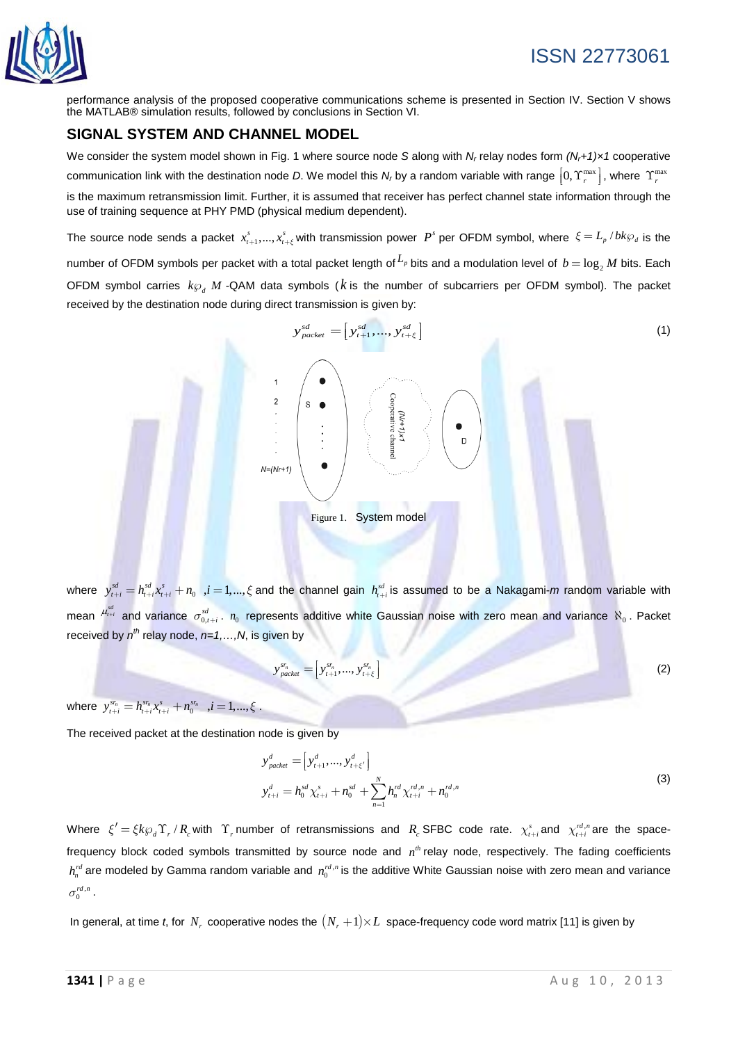performance analysis of the proposed cooperative communications scheme is presented in Section IV. Section V shows the MATLAB® simulation results, followed by conclusions in Section VI.

## SIGNAL SYSTEM AND CHANNEL MODEL

We consider the system model shown in Fig. 1 where source node *S* along with $N_r$ relay nodes form $(N_r+1)\times 1$ cooperative communication link with the destination node *D*. We model this $N_r$ by a random variable with range $\left[0, \Upsilon_r^{\max}\right]$, where $\Upsilon_r^{\max}$ is the maximum retransmission limit. Further, it is assumed that receiver has perfect channel state information through the use of training sequence at PHY PMD (physical medium dependent).

The source node sends a packet $x_{t+1}^s, ..., x_{t+\xi}^s$ with transmission power $P^s$ per OFDM symbol, where $\xi = L_p / bk\wp_d$ is the number of OFDM symbols per packet with a total packet length of $L_p$ bits and a modulation level of $b = \log_2 M$ bits. Each OFDM symbol carries $k\wp_d$ $M$ -QAM data symbols ($k$ is the number of subcarriers per OFDM symbol). The packet received by the destination node during direct transmission is given by:

$$y_{packet}^{sd} = \left[y_{t+1}^{sd}, ..., y_{t+\xi}^{sd}\right] \tag{1}$$

Figure 1. System model

where $y_{t+i}^{sd} = h_{t+i}^{sd} x_{t+i}^s + n_0 \quad ,i = 1,...,\xi$ and the channel gain $h_{t+i}^{sd}$ is assumed to be a Nakagami-*m* random variable with mean $\mu_{t+i}^{sd}$ and variance $\sigma_{0,t+i}^{sd}$. $n_0$ represents additive white Gaussian noise with zero mean and variance $\aleph_0$. Packet received by $n^{th}$ relay node, *n=1,…,N*, is given by

$$y_{packet}^{sr_n} = \left[y_{t+1}^{sr_n}, ..., y_{t+\xi}^{sr_n}\right] \tag{2}$$

where $y_{t+i}^{sr_n} = h_{t+i}^{sr_n} x_{t+i}^s + n_0^{sr_n} \quad ,i = 1,...,\xi$.

The received packet at the destination node is given by

$$\begin{aligned} y_{packet}^{d} &= \left[y_{t+1}^{d}, ..., y_{t+\xi'}^{d}\right] \\ y_{t+i}^{d} &= h_0^{sd} \chi_{t+i}^s + n_0^{sd} + \sum_{n=1}^{N} h_n^{rd} \chi_{t+i}^{rd,n} + n_0^{rd,n} \end{aligned} \tag{3}$$

Where $\xi' = \xi k \wp_d \Upsilon_r / R_c$ with $\Upsilon_r$ number of retransmissions and $R_c$ SFBC code rate. $\chi_{t+i}^s$ and $\chi_{t+i}^{rd,n}$ are the space-frequency block coded symbols transmitted by source node and $n^{th}$ relay node, respectively. The fading coefficients $h_n^{rd}$ are modeled by Gamma random variable and $n_0^{rd,n}$ is the additive White Gaussian noise with zero mean and variance $\sigma_0^{rd,n}$.

In general, at time *t*, for $N_r$ cooperative nodes the $(N_r+1)\times L$ space-frequency code word matrix [11] is given by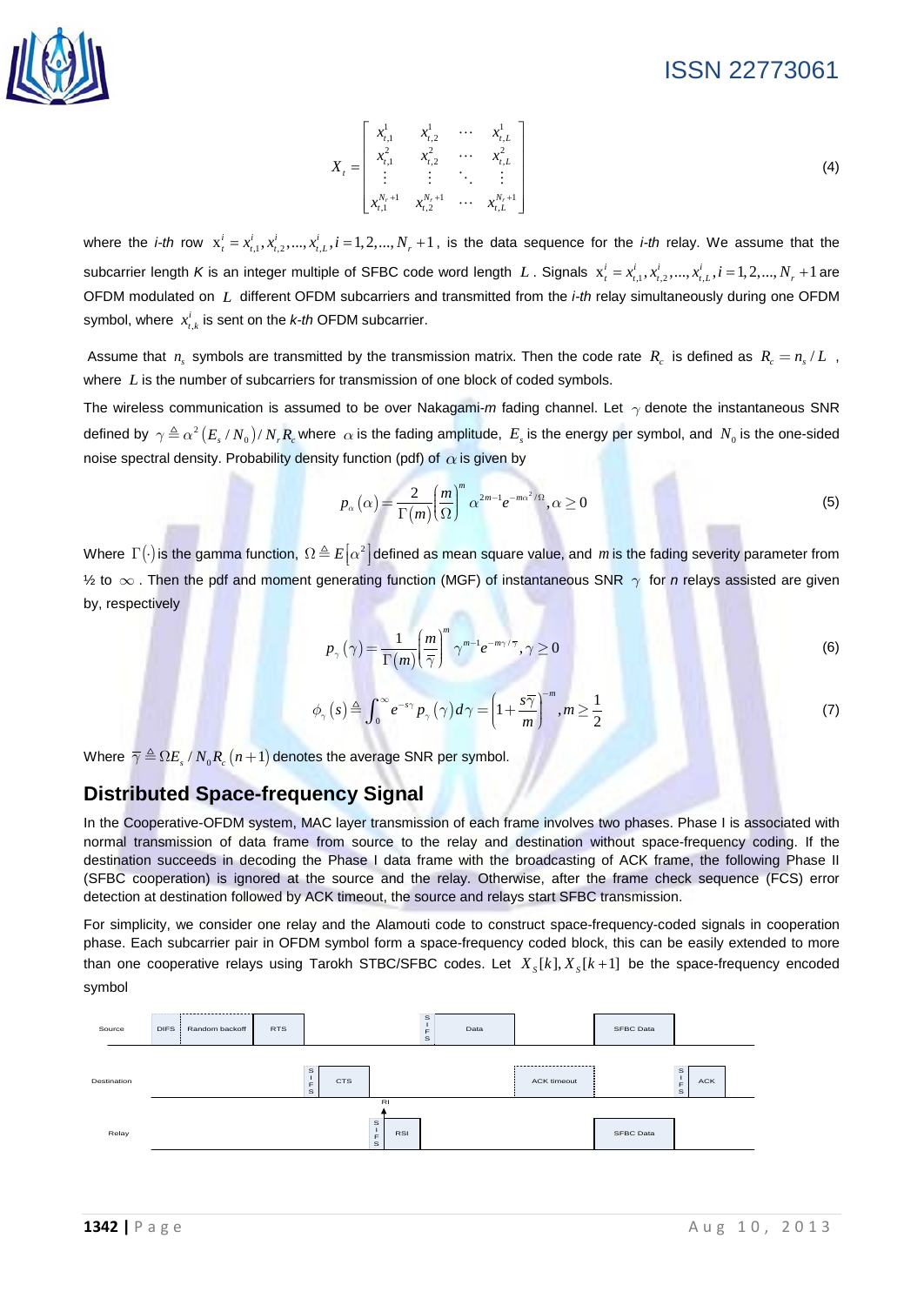$$X_t = \begin{bmatrix} x_{t,1}^1 & x_{t,2}^1 & \cdots & x_{t,L}^1 \\ x_{t,1}^2 & x_{t,2}^2 & \cdots & x_{t,L}^2 \\ \vdots & \vdots & \ddots & \vdots \\ x_{t,1}^{N_r+1} & x_{t,2}^{N_r+1} & \cdots & x_{t,L}^{N_r+1} \end{bmatrix} \tag{4}$$

where the *i-th* row $x_t^i = x_{t,1}^i, x_{t,2}^i, ..., x_{t,L}^i, i = 1, 2, ..., N_r + 1$, is the data sequence for the *i-th* relay. We assume that the subcarrier length *K* is an integer multiple of SFBC code word length $L$. Signals $x_t^i = x_{t,1}^i, x_{t,2}^i, ..., x_{t,L}^i, i = 1, 2, ..., N_r + 1$ are OFDM modulated on $L$ different OFDM subcarriers and transmitted from the *i-th* relay simultaneously during one OFDM symbol, where $x_{t,k}^i$ is sent on the *k-th* OFDM subcarrier.

Assume that $n_s$ symbols are transmitted by the transmission matrix. Then the code rate $R_c$ is defined as $R_c = n_s / L$, where $L$ is the number of subcarriers for transmission of one block of coded symbols.

The wireless communication is assumed to be over Nakagami-*m* fading channel. Let $\gamma$ denote the instantaneous SNR defined by $\gamma \triangleq \alpha^2 (E_s / N_0) / N_r R_c$ where $\alpha$ is the fading amplitude, $E_s$ is the energy per symbol, and $N_0$ is the one-sided noise spectral density. Probability density function (pdf) of $\alpha$ is given by

$$p_\alpha(\alpha) = \frac{2}{\Gamma(m)} \left(\frac{m}{\Omega}\right)^m \alpha^{2m-1} e^{-m\alpha^2/\Omega}, \alpha \geq 0 \tag{5}$$

Where $\Gamma(\cdot)$ is the gamma function, $\Omega \triangleq E[\alpha^2]$ defined as mean square value, and $m$ is the fading severity parameter from ½ to $\infty$. Then the pdf and moment generating function (MGF) of instantaneous SNR $\gamma$ for *n* relays assisted are given by, respectively

$$p_\gamma(\gamma) = \frac{1}{\Gamma(m)} \left(\frac{m}{\bar{\gamma}}\right)^m \gamma^{m-1} e^{-m\gamma/\bar{\gamma}}, \gamma \geq 0 \tag{6}$$

$$\phi_\gamma(s) \triangleq \int_0^\infty e^{-s\gamma} p_\gamma(\gamma) d\gamma = \left(1 + \frac{s\bar{\gamma}}{m}\right)^{-m}, m \geq \frac{1}{2} \tag{7}$$

Where $\bar{\gamma} \triangleq \Omega E_s / N_0 R_c (n+1)$ denotes the average SNR per symbol.

## Distributed Space-frequency Signal

In the Cooperative-OFDM system, MAC layer transmission of each frame involves two phases. Phase I is associated with normal transmission of data frame from source to the relay and destination without space-frequency coding. If the destination succeeds in decoding the Phase I data frame with the broadcasting of ACK frame, the following Phase II (SFBC cooperation) is ignored at the source and the relay. Otherwise, after the frame check sequence (FCS) error detection at destination followed by ACK timeout, the source and relays start SFBC transmission.

For simplicity, we consider one relay and the Alamouti code to construct space-frequency-coded signals in cooperation phase. Each subcarrier pair in OFDM symbol form a space-frequency coded block, this can be easily extended to more than one cooperative relays using Tarokh STBC/SFBC codes. Let $X_S[k], X_S[k+1]$ be the space-frequency encoded symbol

Source | DIFS | Random backoff | RTS | SIFS | Data | SFBC Data

Destination | SIFS | CTS | ACK timeout | SIFS | ACK

RI

Relay | SIFS | RSI | SFBC Data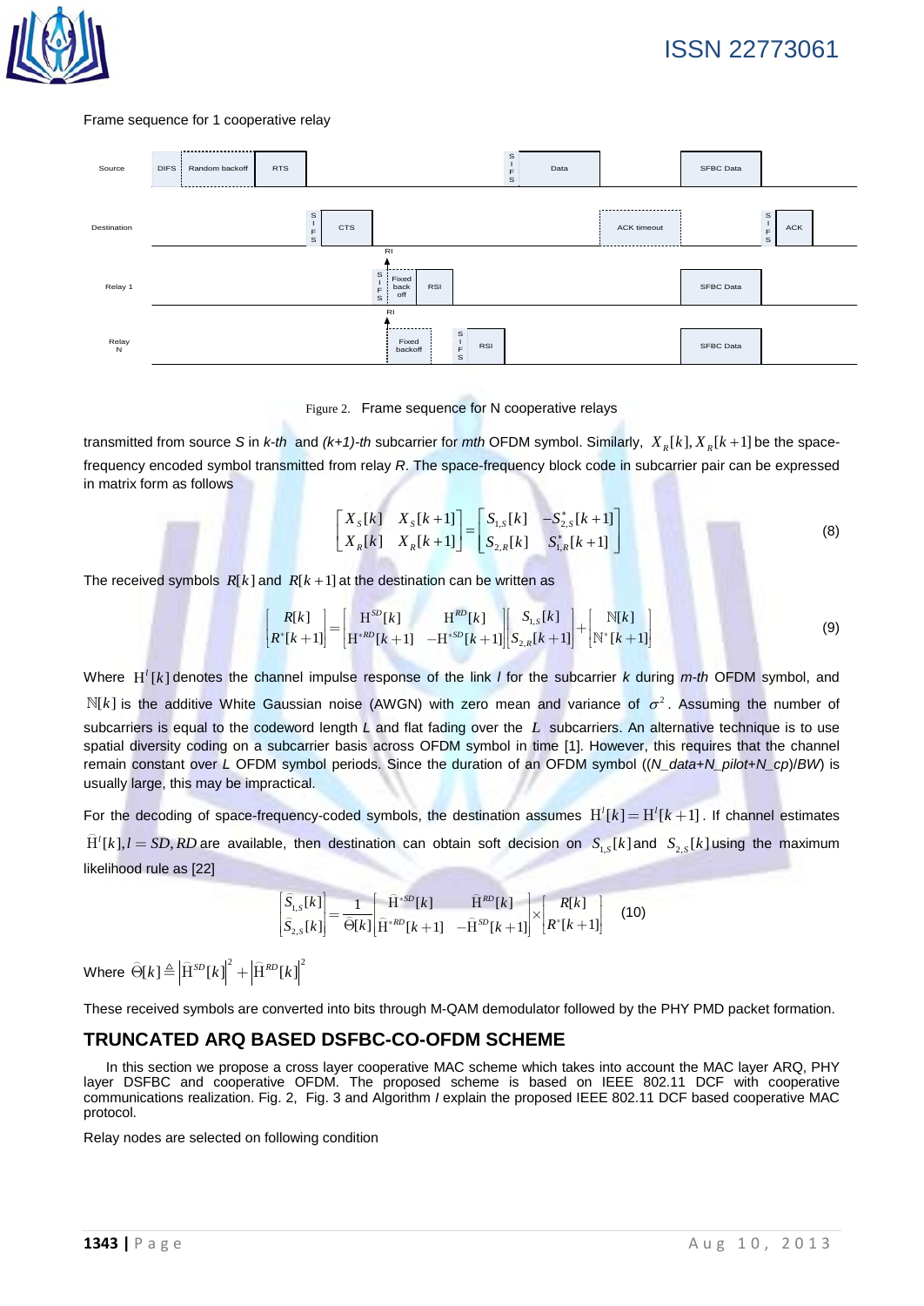Frame sequence for 1 cooperative relay

Figure 2. Frame sequence for N cooperative relays

transmitted from source *S* in *k-th* and *(k+1)-th* subcarrier for *mth* OFDM symbol. Similarly, $X_R[k], X_R[k+1]$ be the space-frequency encoded symbol transmitted from relay *R*. The space-frequency block code in subcarrier pair can be expressed in matrix form as follows

$$\begin{bmatrix} X_S[k] & X_S[k+1] \\ X_R[k] & X_R[k+1] \end{bmatrix} = \begin{bmatrix} S_{1,S}[k] & -S_{2,S}^{*}[k+1] \\ S_{2,R}[k] & S_{1,R}^{*}[k+1] \end{bmatrix} \tag{8}$$

The received symbols $R[k]$ and $R[k+1]$ at the destination can be written as

$$\begin{bmatrix} R[k] \\ R^{*}[k+1] \end{bmatrix} = \begin{bmatrix} \mathrm{H}^{SD}[k] & \mathrm{H}^{RD}[k] \\ \mathrm{H}^{*RD}[k+1] & -\mathrm{H}^{*SD}[k+1] \end{bmatrix} \begin{bmatrix} S_{1,S}[k] \\ S_{2,R}[k+1] \end{bmatrix} + \begin{bmatrix} \mathbb{N}[k] \\ \mathbb{N}^{*}[k+1] \end{bmatrix} \tag{9}$$

Where $\mathrm{H}^{l}[k]$ denotes the channel impulse response of the link *l* for the subcarrier *k* during *m-th* OFDM symbol, and $\mathbb{N}[k]$ is the additive White Gaussian noise (AWGN) with zero mean and variance of $\sigma^2$. Assuming the number of subcarriers is equal to the codeword length *L* and flat fading over the $L$ subcarriers. An alternative technique is to use spatial diversity coding on a subcarrier basis across OFDM symbol in time [1]. However, this requires that the channel remain constant over *L* OFDM symbol periods. Since the duration of an OFDM symbol ((*N_data+N_pilot+N_cp*)/*BW*) is usually large, this may be impractical.

For the decoding of space-frequency-coded symbols, the destination assumes $\mathrm{H}^{l}[k] = \mathrm{H}^{l}[k+1]$. If channel estimates $\widehat{\mathrm{H}}^{l}[k], l = SD, RD$ are available, then destination can obtain soft decision on $S_{1,S}[k]$ and $S_{2,S}[k]$ using the maximum likelihood rule as [22]

$$\begin{bmatrix} \widehat{S}_{1,S}[k] \\ \widehat{S}_{2,S}[k] \end{bmatrix} = \frac{1}{\widehat{\Theta}[k]} \begin{bmatrix} \widehat{\mathrm{H}}^{*SD}[k] & \widehat{\mathrm{H}}^{RD}[k] \\ \widehat{\mathrm{H}}^{*RD}[k+1] & -\widehat{\mathrm{H}}^{SD}[k+1] \end{bmatrix} \times \begin{bmatrix} R[k] \\ R^{*}[k+1] \end{bmatrix} \tag{10}$$

Where $\widehat{\Theta}[k] \triangleq \left|\widehat{\mathrm{H}}^{SD}[k]\right|^2 + \left|\widehat{\mathrm{H}}^{RD}[k]\right|^2$

These received symbols are converted into bits through M-QAM demodulator followed by the PHY PMD packet formation.

## TRUNCATED ARQ BASED DSFBC-CO-OFDM SCHEME

In this section we propose a cross layer cooperative MAC scheme which takes into account the MAC layer ARQ, PHY layer DSFBC and cooperative OFDM. The proposed scheme is based on IEEE 802.11 DCF with cooperative communications realization. Fig. 2, Fig. 3 and Algorithm *I* explain the proposed IEEE 802.11 DCF based cooperative MAC protocol.

Relay nodes are selected on following condition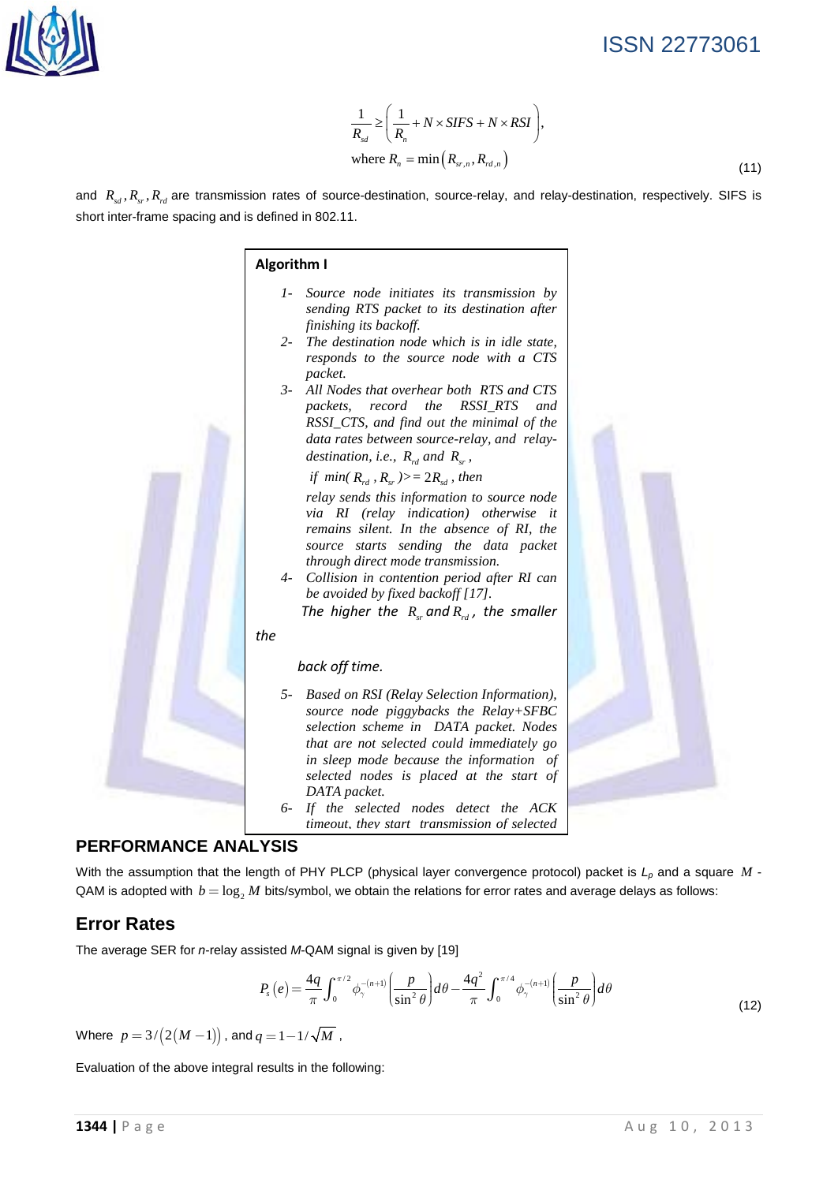$$\frac{1}{R_{sd}} \geq \left(\frac{1}{R_n} + N \times SIFS + N \times RSI\right),$$
$$\text{where } R_n = \min\left(R_{sr,n}, R_{rd,n}\right) \tag{11}$$

and $R_{sd}, R_{sr}, R_{rd}$ are transmission rates of source-destination, source-relay, and relay-destination, respectively. SIFS is short inter-frame spacing and is defined in 802.11.

**Algorithm I**

1- *Source node initiates its transmission by sending RTS packet to its destination after finishing its backoff.*

2- *The destination node which is in idle state, responds to the source node with a CTS packet.*

3- *All Nodes that overhear both RTS and CTS packets, record the RSSI_RTS and RSSI_CTS, and find out the minimal of the data rates between source-relay, and relay-destination, i.e., $R_{rd}$ and $R_{sr}$,*

*if min( $R_{rd}$ , $R_{sr}$ )>= $2R_{sd}$ , then*

*relay sends this information to source node via RI (relay indication) otherwise it remains silent. In the absence of RI, the source starts sending the data packet through direct mode transmission.*

4- *Collision in contention period after RI can be avoided by fixed backoff [17].*

*The higher the $R_{sr}$ and $R_{rd}$, the smaller the back off time.*

5- *Based on RSI (Relay Selection Information), source node piggybacks the Relay+SFBC selection scheme in DATA packet. Nodes that are not selected could immediately go in sleep mode because the information of selected nodes is placed at the start of DATA packet.*

6- *If the selected nodes detect the ACK timeout, they start transmission of selected*

## PERFORMANCE ANALYSIS

With the assumption that the length of PHY PLCP (physical layer convergence protocol) packet is $L_p$ and a square $M$ - QAM is adopted with $b = \log_2 M$ bits/symbol, we obtain the relations for error rates and average delays as follows:

## Error Rates

The average SER for *n*-relay assisted *M*-QAM signal is given by [19]

$$P_s(e) = \frac{4q}{\pi}\int_0^{\pi/2} \phi_\gamma^{-(n+1)}\left(\frac{p}{\sin^2\theta}\right)d\theta - \frac{4q^2}{\pi}\int_0^{\pi/4} \phi_\gamma^{-(n+1)}\left(\frac{p}{\sin^2\theta}\right)d\theta \tag{12}$$

Where $p = 3/\left(2(M-1)\right)$, and $q = 1 - 1/\sqrt{M}$ ,

Evaluation of the above integral results in the following: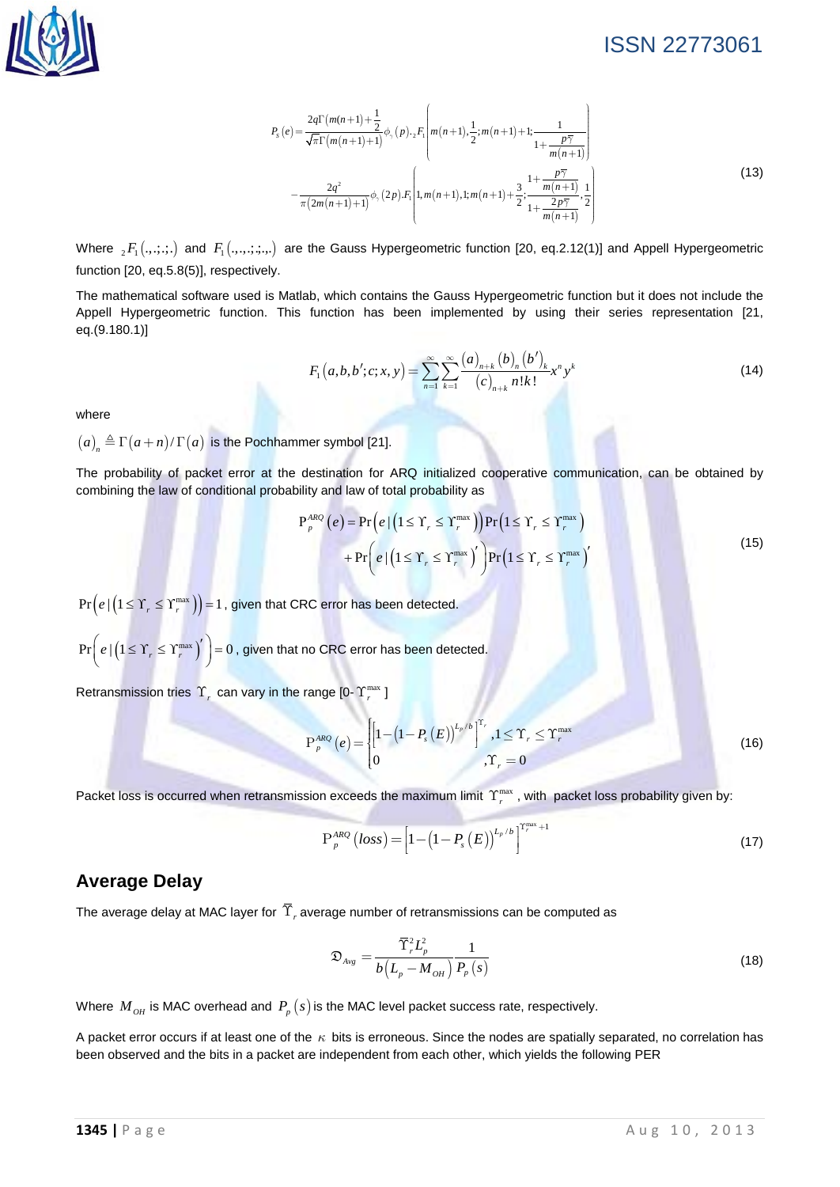$$P_s(e) = \frac{2q\Gamma\left(m(n+1)+\frac{1}{2}\right)}{\sqrt{\pi}\Gamma\left(m(n+1)+1\right)}\phi_\gamma(p).{}_2F_1\left(m(n+1),\frac{1}{2};m(n+1)+1;\frac{1}{1+\frac{p\bar{\gamma}}{m(n+1)}}\right)$$
$$-\frac{2q^2}{\pi\left(2m(n+1)+1\right)}\phi_\gamma(2p).F_1\left(1,m(n+1),1;m(n+1)+\frac{3}{2};\frac{1+\frac{p\bar{\gamma}}{m(n+1)}}{1+\frac{2p\bar{\gamma}}{m(n+1)}},\frac{1}{2}\right) \tag{13}$$

Where ${}_2F_1(.,.;.;.)$ and $F_1(.,.,.;.;.,.)$ are the Gauss Hypergeometric function [20, eq.2.12(1)] and Appell Hypergeometric function [20, eq.5.8(5)], respectively.

The mathematical software used is Matlab, which contains the Gauss Hypergeometric function but it does not include the Appell Hypergeometric function. This function has been implemented by using their series representation [21, eq.(9.180.1)]

$$F_1(a,b,b';c;x,y) = \sum_{n=1}^{\infty}\sum_{k=1}^{\infty}\frac{(a)_{n+k}(b)_n(b')_k}{(c)_{n+k}\,n!k!}x^n y^k \tag{14}$$

where

$(a)_n \triangleq \Gamma(a+n)/\Gamma(a)$ is the Pochhammer symbol [21].

The probability of packet error at the destination for ARQ initialized cooperative communication, can be obtained by combining the law of conditional probability and law of total probability as

$$\mathrm{P}_p^{ARQ}(e) = \Pr\left(e\,|\left(1 \le \Upsilon_r \le \Upsilon_r^{\max}\right)\right)\Pr\left(1 \le \Upsilon_r \le \Upsilon_r^{\max}\right)$$
$$+\Pr\left(e\,|\left(1 \le \Upsilon_r \le \Upsilon_r^{\max}\right)'\right)\Pr\left(1 \le \Upsilon_r \le \Upsilon_r^{\max}\right)' \tag{15}$$

$\Pr\left(e\,|\left(1 \le \Upsilon_r \le \Upsilon_r^{\max}\right)\right) = 1$, given that CRC error has been detected.

$\Pr\left(e\,|\left(1 \le \Upsilon_r \le \Upsilon_r^{\max}\right)'\right) = 0$, given that no CRC error has been detected.

Retransmission tries $\Upsilon_r$ can vary in the range [0- $\Upsilon_r^{\max}$ ]

$$\mathrm{P}_p^{ARQ}(e) = \begin{cases}\left[1-\left(1-P_s(E)\right)^{L_p/b}\right]^{\Upsilon_r}, & 1 \le \Upsilon_r \le \Upsilon_r^{\max}\\ 0 & ,\Upsilon_r = 0\end{cases} \tag{16}$$

Packet loss is occurred when retransmission exceeds the maximum limit $\Upsilon_r^{\max}$ , with packet loss probability given by:

$$\mathrm{P}_p^{ARQ}(loss) = \left[1-\left(1-P_s(E)\right)^{L_p/b}\right]^{\Upsilon_r^{\max}+1} \tag{17}$$

## Average Delay

The average delay at MAC layer for $\bar{\Upsilon}_r$ average number of retransmissions can be computed as

$$\mathfrak{D}_{Avg} = \frac{\bar{\Upsilon}_r^2 L_p^2}{b\left(L_p - M_{OH}\right)}\frac{1}{P_p(s)} \tag{18}$$

Where $M_{OH}$ is MAC overhead and $P_p(s)$ is the MAC level packet success rate, respectively.

A packet error occurs if at least one of the $\kappa$ bits is erroneous. Since the nodes are spatially separated, no correlation has been observed and the bits in a packet are independent from each other, which yields the following PER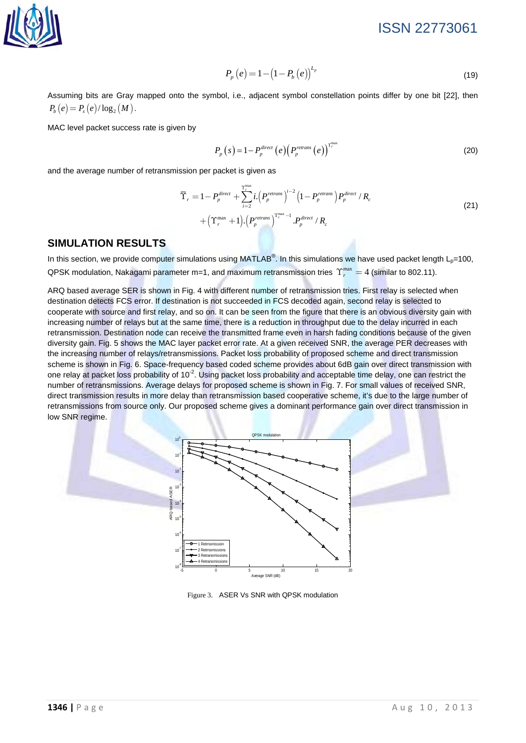$$P_p(e) = 1 - (1 - P_b(e))^{L_p} \tag{19}$$

Assuming bits are Gray mapped onto the symbol, i.e., adjacent symbol constellation points differ by one bit [22], then $P_b(e) = P_s(e)/\log_2(M)$.

MAC level packet success rate is given by

$$P_p(s) = 1 - P_p^{direct}(e)\left(P_p^{retrans}(e)\right)^{\Upsilon_r^{\max}} \tag{20}$$

and the average number of retransmission per packet is given as

$$\begin{aligned}\bar{\Upsilon}_r = 1 - P_p^{direct} + \sum_{i=2}^{\Upsilon_r^{\max}} i.\left(P_p^{retrans}\right)^{i-2}\left(1 - P_p^{retrans}\right)P_p^{direct}/R_c \\ + \left(\Upsilon_r^{\max} + 1\right).\left(P_p^{retrans}\right)^{\Upsilon_r^{\max}-1}.P_p^{direct}/R_c\end{aligned} \tag{21}$$

## SIMULATION RESULTS

In this section, we provide computer simulations using MATLAB®. In this simulations we have used packet length $L_p$=100, QPSK modulation, Nakagami parameter m=1, and maximum retransmission tries $\Upsilon_r^{\max} = 4$ (similar to 802.11).

ARQ based average SER is shown in Fig. 4 with different number of retransmission tries. First relay is selected when destination detects FCS error. If destination is not succeeded in FCS decoded again, second relay is selected to cooperate with source and first relay, and so on. It can be seen from the figure that there is an obvious diversity gain with increasing number of relays but at the same time, there is a reduction in throughput due to the delay incurred in each retransmission. Destination node can receive the transmitted frame even in harsh fading conditions because of the given diversity gain. Fig. 5 shows the MAC layer packet error rate. At a given received SNR, the average PER decreases with the increasing number of relays/retransmissions. Packet loss probability of proposed scheme and direct transmission scheme is shown in Fig. 6. Space-frequency coded scheme provides about 6dB gain over direct transmission with one relay at packet loss probability of $10^{-2}$. Using packet loss probability and acceptable time delay, one can restrict the number of retransmissions. Average delays for proposed scheme is shown in Fig. 7. For small values of received SNR, direct transmission results in more delay than retransmission based cooperative scheme, it's due to the large number of retransmissions from source only. Our proposed scheme gives a dominant performance gain over direct transmission in low SNR regime.

Figure 3. ASER Vs SNR with QPSK modulation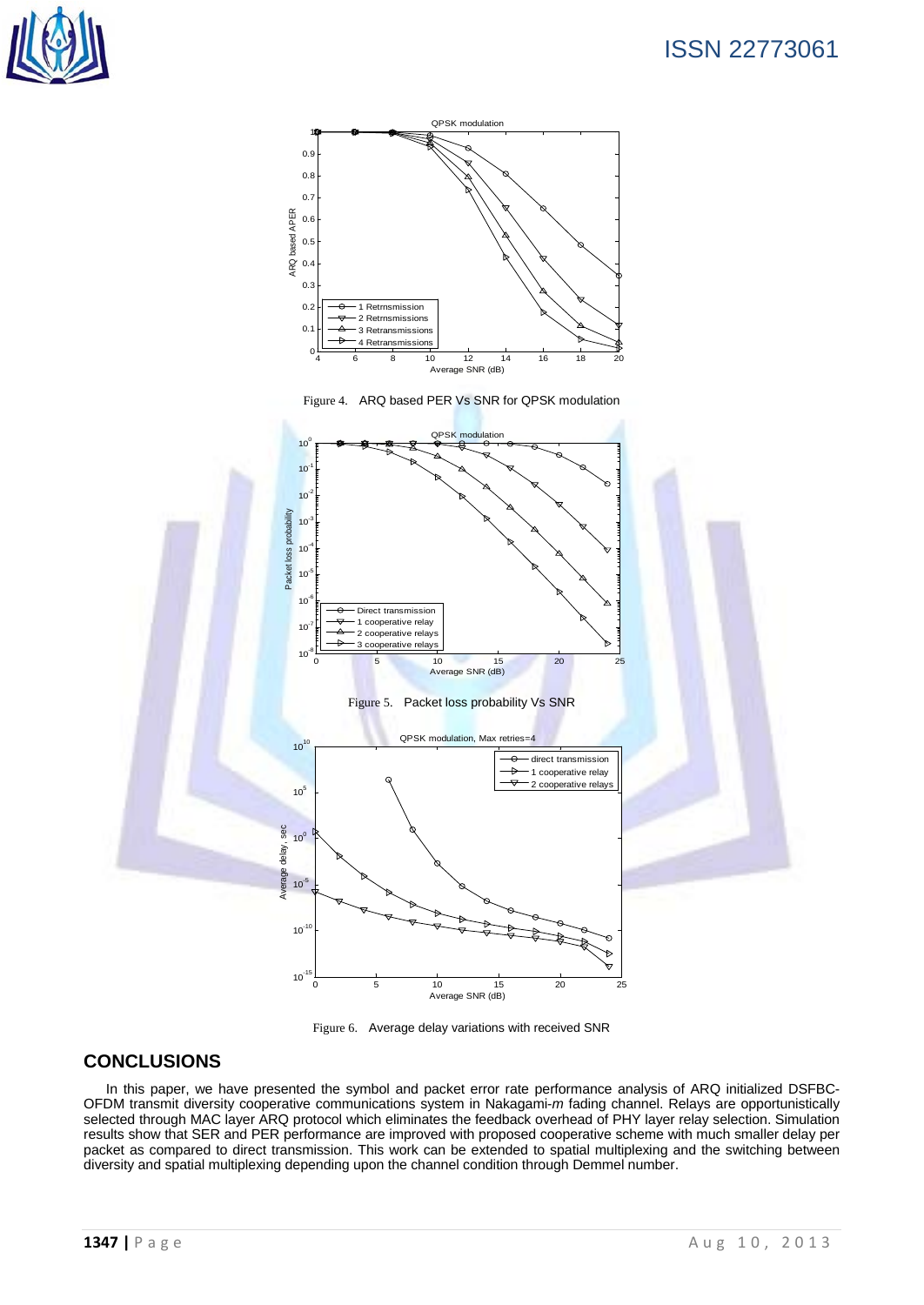Figure 4. ARQ based PER Vs SNR for QPSK modulation

Figure 5. Packet loss probability Vs SNR

Figure 6. Average delay variations with received SNR

## CONCLUSIONS

In this paper, we have presented the symbol and packet error rate performance analysis of ARQ initialized DSFBC-OFDM transmit diversity cooperative communications system in Nakagami-*m* fading channel. Relays are opportunistically selected through MAC layer ARQ protocol which eliminates the feedback overhead of PHY layer relay selection. Simulation results show that SER and PER performance are improved with proposed cooperative scheme with much smaller delay per packet as compared to direct transmission. This work can be extended to spatial multiplexing and the switching between diversity and spatial multiplexing depending upon the channel condition through Demmel number.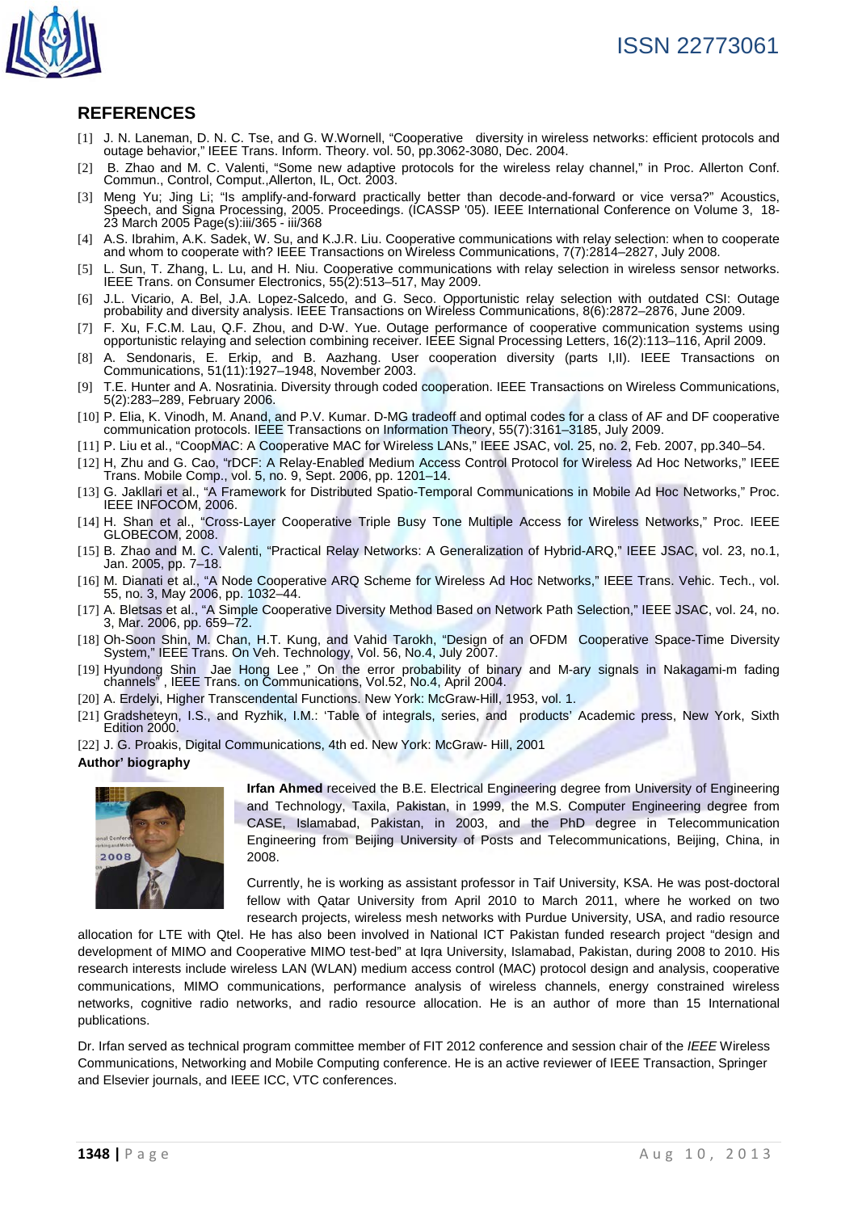## REFERENCES

[1] J. N. Laneman, D. N. C. Tse, and G. W.Wornell, "Cooperative diversity in wireless networks: efficient protocols and outage behavior," IEEE Trans. Inform. Theory. vol. 50, pp.3062-3080, Dec. 2004.

[2] B. Zhao and M. C. Valenti, "Some new adaptive protocols for the wireless relay channel," in Proc. Allerton Conf. Commun., Control, Comput.,Allerton, IL, Oct. 2003.

[3] Meng Yu; Jing Li; "Is amplify-and-forward practically better than decode-and-forward or vice versa?" Acoustics, Speech, and Signa Processing, 2005. Proceedings. (ICASSP '05). IEEE International Conference on Volume 3, 18-23 March 2005 Page(s):iii/365 - iii/368

[4] A.S. Ibrahim, A.K. Sadek, W. Su, and K.J.R. Liu. Cooperative communications with relay selection: when to cooperate and whom to cooperate with? IEEE Transactions on Wireless Communications, 7(7):2814–2827, July 2008.

[5] L. Sun, T. Zhang, L. Lu, and H. Niu. Cooperative communications with relay selection in wireless sensor networks. IEEE Trans. on Consumer Electronics, 55(2):513–517, May 2009.

[6] J.L. Vicario, A. Bel, J.A. Lopez-Salcedo, and G. Seco. Opportunistic relay selection with outdated CSI: Outage probability and diversity analysis. IEEE Transactions on Wireless Communications, 8(6):2872–2876, June 2009.

[7] F. Xu, F.C.M. Lau, Q.F. Zhou, and D-W. Yue. Outage performance of cooperative communication systems using opportunistic relaying and selection combining receiver. IEEE Signal Processing Letters, 16(2):113–116, April 2009.

[8] A. Sendonaris, E. Erkip, and B. Aazhang. User cooperation diversity (parts I,II). IEEE Transactions on Communications, 51(11):1927–1948, November 2003.

[9] T.E. Hunter and A. Nosratinia. Diversity through coded cooperation. IEEE Transactions on Wireless Communications, 5(2):283–289, February 2006.

[10] P. Elia, K. Vinodh, M. Anand, and P.V. Kumar. D-MG tradeoff and optimal codes for a class of AF and DF cooperative communication protocols. IEEE Transactions on Information Theory, 55(7):3161–3185, July 2009.

[11] P. Liu et al., "CoopMAC: A Cooperative MAC for Wireless LANs," IEEE JSAC, vol. 25, no. 2, Feb. 2007, pp.340–54.

[12] H, Zhu and G. Cao, "rDCF: A Relay-Enabled Medium Access Control Protocol for Wireless Ad Hoc Networks," IEEE Trans. Mobile Comp., vol. 5, no. 9, Sept. 2006, pp. 1201–14.

[13] G. Jakllari et al., "A Framework for Distributed Spatio-Temporal Communications in Mobile Ad Hoc Networks," Proc. IEEE INFOCOM, 2006.

[14] H. Shan et al., "Cross-Layer Cooperative Triple Busy Tone Multiple Access for Wireless Networks," Proc. IEEE GLOBECOM, 2008.

[15] B. Zhao and M. C. Valenti, "Practical Relay Networks: A Generalization of Hybrid-ARQ," IEEE JSAC, vol. 23, no.1, Jan. 2005, pp. 7–18.

[16] M. Dianati et al., "A Node Cooperative ARQ Scheme for Wireless Ad Hoc Networks," IEEE Trans. Vehic. Tech., vol. 55, no. 3, May 2006, pp. 1032–44.

[17] A. Bletsas et al., "A Simple Cooperative Diversity Method Based on Network Path Selection," IEEE JSAC, vol. 24, no. 3, Mar. 2006, pp. 659–72.

[18] Oh-Soon Shin, M. Chan, H.T. Kung, and Vahid Tarokh, "Design of an OFDM Cooperative Space-Time Diversity System," IEEE Trans. On Veh. Technology, Vol. 56, No.4, July 2007.

[19] Hyundong Shin Jae Hong Lee ," On the error probability of binary and M-ary signals in Nakagami-m fading channels" , IEEE Trans. on Communications, Vol.52, No.4, April 2004.

[20] A. Erdelyi, Higher Transcendental Functions. New York: McGraw-Hill, 1953, vol. 1.

[21] Gradsheteyn, I.S., and Ryzhik, I.M.: 'Table of integrals, series, and products' Academic press, New York, Sixth Edition 2000.

[22] J. G. Proakis, Digital Communications, 4th ed. New York: McGraw- Hill, 2001

**Author' biography**

**Irfan Ahmed** received the B.E. Electrical Engineering degree from University of Engineering and Technology, Taxila, Pakistan, in 1999, the M.S. Computer Engineering degree from CASE, Islamabad, Pakistan, in 2003, and the PhD degree in Telecommunication Engineering from Beijing University of Posts and Telecommunications, Beijing, China, in 2008.

Currently, he is working as assistant professor in Taif University, KSA. He was post-doctoral fellow with Qatar University from April 2010 to March 2011, where he worked on two research projects, wireless mesh networks with Purdue University, USA, and radio resource allocation for LTE with Qtel. He has also been involved in National ICT Pakistan funded research project "design and development of MIMO and Cooperative MIMO test-bed" at Iqra University, Islamabad, Pakistan, during 2008 to 2010. His research interests include wireless LAN (WLAN) medium access control (MAC) protocol design and analysis, cooperative communications, MIMO communications, performance analysis of wireless channels, energy constrained wireless networks, cognitive radio networks, and radio resource allocation. He is an author of more than 15 International publications.

Dr. Irfan served as technical program committee member of FIT 2012 conference and session chair of the *IEEE* Wireless Communications, Networking and Mobile Computing conference. He is an active reviewer of IEEE Transaction, Springer and Elsevier journals, and IEEE ICC, VTC conferences.